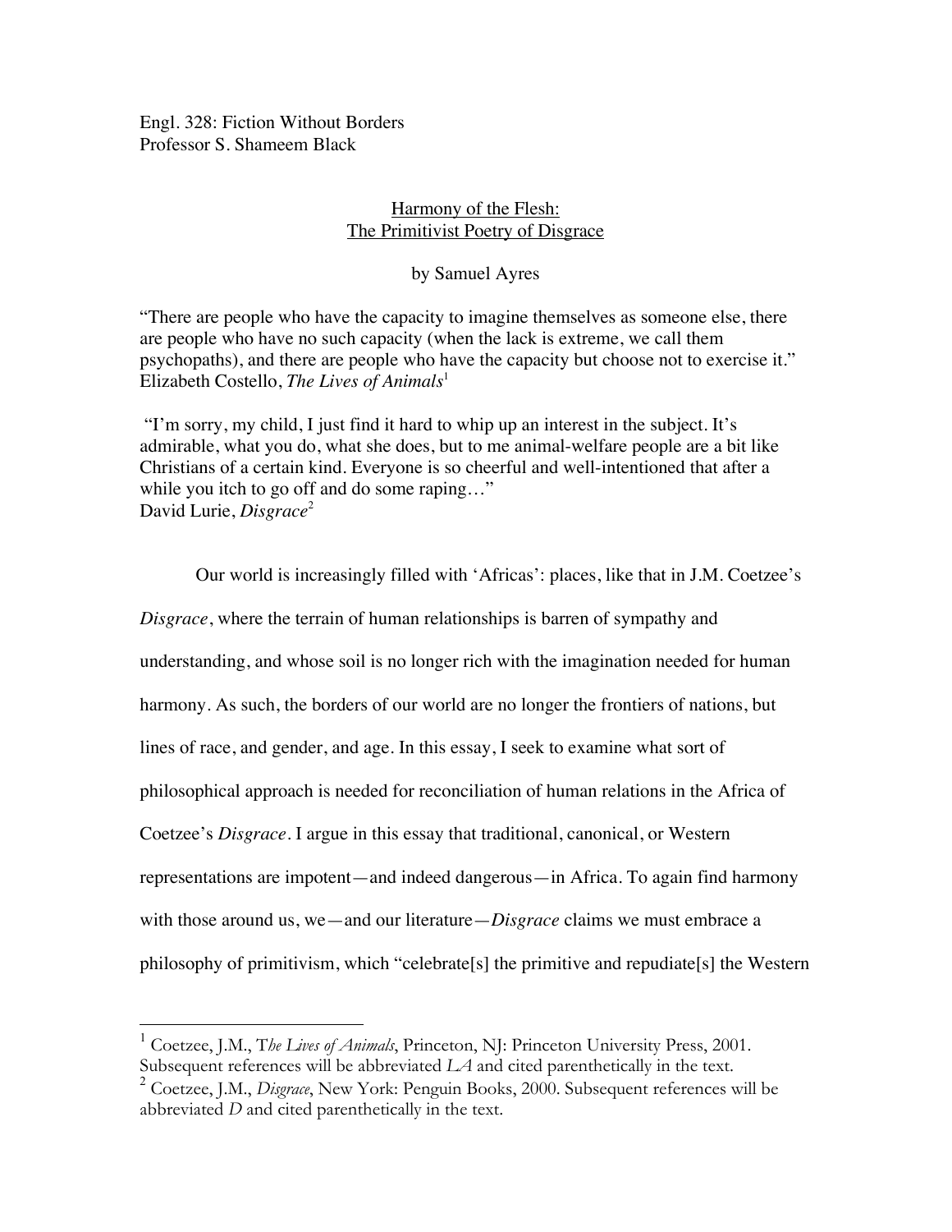Engl. 328: Fiction Without Borders
Professor S. Shameem Black

## Harmony of the Flesh: The Primitivist Poetry of Disgrace

by Samuel Ayres

"There are people who have the capacity to imagine themselves as someone else, there are people who have no such capacity (when the lack is extreme, we call them psychopaths), and there are people who have the capacity but choose not to exercise it."
Elizabeth Costello, *The Lives of Animals*[1]

"I'm sorry, my child, I just find it hard to whip up an interest in the subject. It's admirable, what you do, what she does, but to me animal-welfare people are a bit like Christians of a certain kind. Everyone is so cheerful and well-intentioned that after a while you itch to go off and do some raping…"
David Lurie, *Disgrace*[2]

Our world is increasingly filled with 'Africas': places, like that in J.M. Coetzee's *Disgrace*, where the terrain of human relationships is barren of sympathy and understanding, and whose soil is no longer rich with the imagination needed for human harmony. As such, the borders of our world are no longer the frontiers of nations, but lines of race, and gender, and age. In this essay, I seek to examine what sort of philosophical approach is needed for reconciliation of human relations in the Africa of Coetzee's *Disgrace*. I argue in this essay that traditional, canonical, or Western representations are impotent—and indeed dangerous—in Africa. To again find harmony with those around us, we—and our literature—*Disgrace* claims we must embrace a philosophy of primitivism, which "celebrate[s] the primitive and repudiate[s] the Western

---

[1] Coetzee, J.M., T*he Lives of Animals*, Princeton, NJ: Princeton University Press, 2001. Subsequent references will be abbreviated *LA* and cited parenthetically in the text.
[2] Coetzee, J.M., *Disgrace*, New York: Penguin Books, 2000. Subsequent references will be abbreviated *D* and cited parenthetically in the text.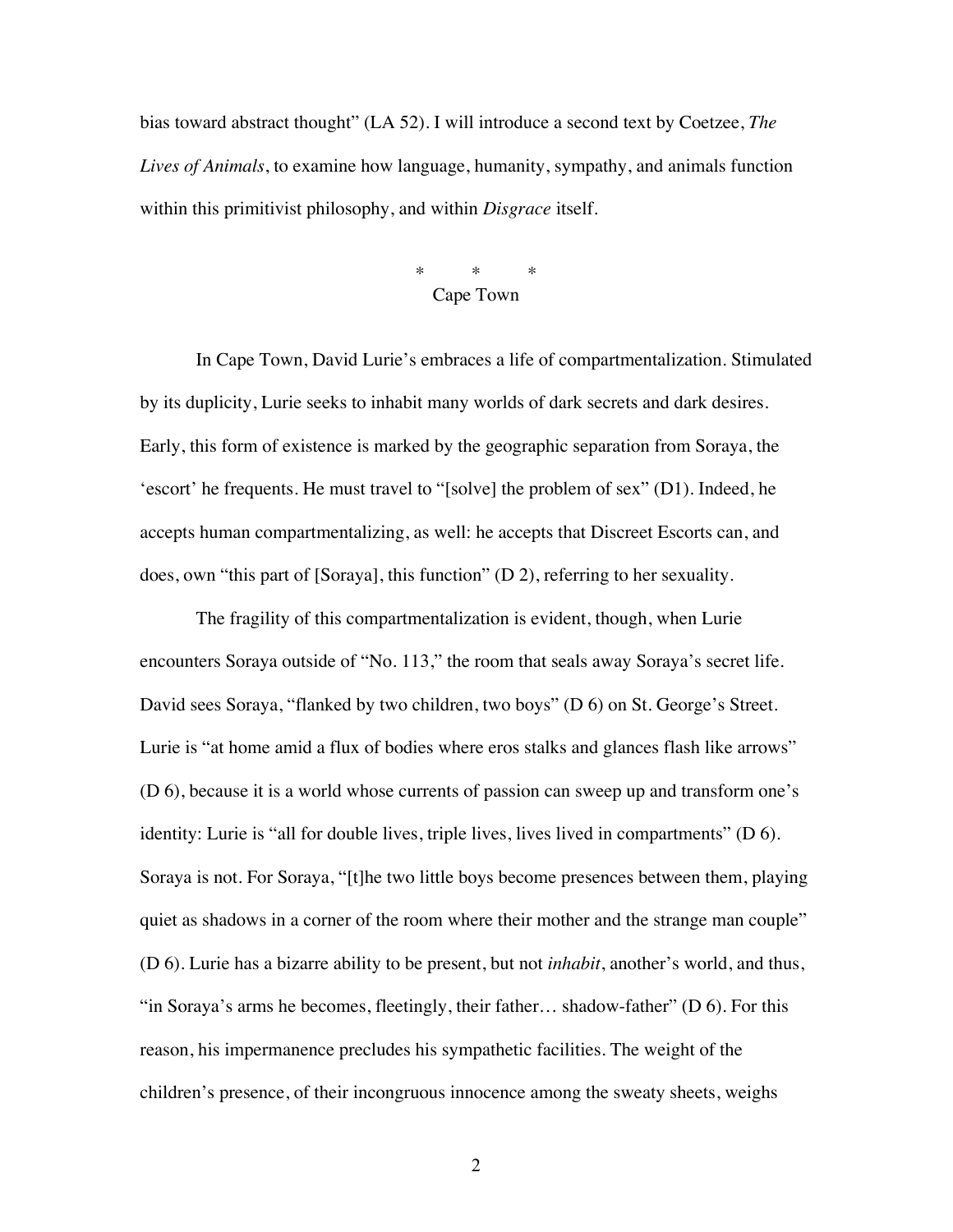bias toward abstract thought" (LA 52). I will introduce a second text by Coetzee, *The Lives of Animals*, to examine how language, humanity, sympathy, and animals function within this primitivist philosophy, and within *Disgrace* itself.

\* \* \*

## Cape Town

In Cape Town, David Lurie's embraces a life of compartmentalization. Stimulated by its duplicity, Lurie seeks to inhabit many worlds of dark secrets and dark desires. Early, this form of existence is marked by the geographic separation from Soraya, the 'escort' he frequents. He must travel to "[solve] the problem of sex" (D1). Indeed, he accepts human compartmentalizing, as well: he accepts that Discreet Escorts can, and does, own "this part of [Soraya], this function" (D 2), referring to her sexuality.

The fragility of this compartmentalization is evident, though, when Lurie encounters Soraya outside of "No. 113," the room that seals away Soraya's secret life. David sees Soraya, "flanked by two children, two boys" (D 6) on St. George's Street. Lurie is "at home amid a flux of bodies where eros stalks and glances flash like arrows" (D 6), because it is a world whose currents of passion can sweep up and transform one's identity: Lurie is "all for double lives, triple lives, lives lived in compartments" (D 6). Soraya is not. For Soraya, "[t]he two little boys become presences between them, playing quiet as shadows in a corner of the room where their mother and the strange man couple" (D 6). Lurie has a bizarre ability to be present, but not *inhabit*, another's world, and thus, "in Soraya's arms he becomes, fleetingly, their father… shadow-father" (D 6). For this reason, his impermanence precludes his sympathetic facilities. The weight of the children's presence, of their incongruous innocence among the sweaty sheets, weighs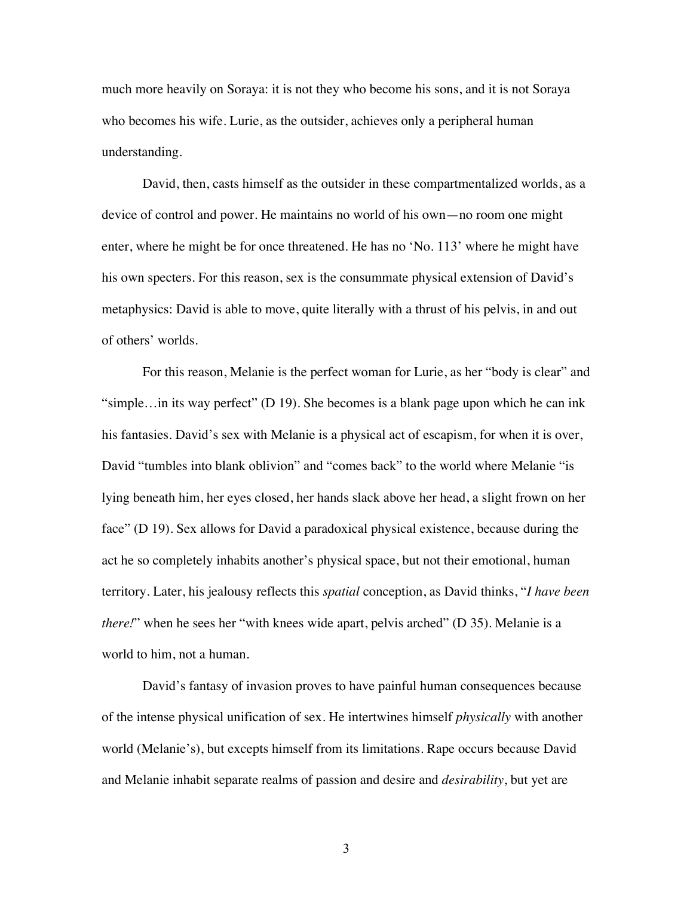much more heavily on Soraya: it is not they who become his sons, and it is not Soraya who becomes his wife. Lurie, as the outsider, achieves only a peripheral human understanding.

David, then, casts himself as the outsider in these compartmentalized worlds, as a device of control and power. He maintains no world of his own—no room one might enter, where he might be for once threatened. He has no 'No. 113' where he might have his own specters. For this reason, sex is the consummate physical extension of David's metaphysics: David is able to move, quite literally with a thrust of his pelvis, in and out of others' worlds.

For this reason, Melanie is the perfect woman for Lurie, as her "body is clear" and "simple…in its way perfect" (D 19). She becomes is a blank page upon which he can ink his fantasies. David's sex with Melanie is a physical act of escapism, for when it is over, David "tumbles into blank oblivion" and "comes back" to the world where Melanie "is lying beneath him, her eyes closed, her hands slack above her head, a slight frown on her face" (D 19). Sex allows for David a paradoxical physical existence, because during the act he so completely inhabits another's physical space, but not their emotional, human territory. Later, his jealousy reflects this *spatial* conception, as David thinks, "*I have been there!*" when he sees her "with knees wide apart, pelvis arched" (D 35). Melanie is a world to him, not a human.

David's fantasy of invasion proves to have painful human consequences because of the intense physical unification of sex. He intertwines himself *physically* with another world (Melanie's), but excepts himself from its limitations. Rape occurs because David and Melanie inhabit separate realms of passion and desire and *desirability*, but yet are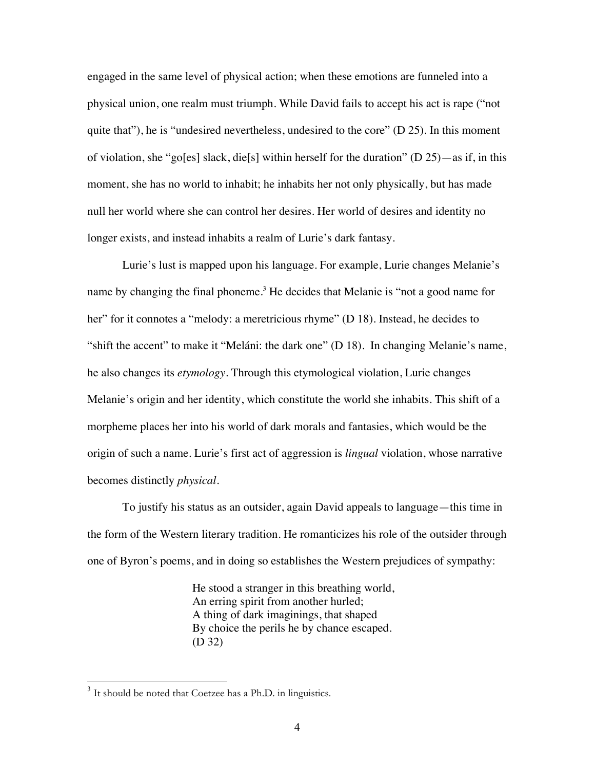engaged in the same level of physical action; when these emotions are funneled into a physical union, one realm must triumph. While David fails to accept his act is rape ("not quite that"), he is "undesired nevertheless, undesired to the core" (D 25). In this moment of violation, she "go[es] slack, die[s] within herself for the duration" (D 25)—as if, in this moment, she has no world to inhabit; he inhabits her not only physically, but has made null her world where she can control her desires. Her world of desires and identity no longer exists, and instead inhabits a realm of Lurie's dark fantasy.

Lurie's lust is mapped upon his language. For example, Lurie changes Melanie's name by changing the final phoneme.[3] He decides that Melanie is "not a good name for her" for it connotes a "melody: a meretricious rhyme" (D 18). Instead, he decides to "shift the accent" to make it "Meláni: the dark one" (D 18). In changing Melanie's name, he also changes its *etymology*. Through this etymological violation, Lurie changes Melanie's origin and her identity, which constitute the world she inhabits. This shift of a morpheme places her into his world of dark morals and fantasies, which would be the origin of such a name. Lurie's first act of aggression is *lingual* violation, whose narrative becomes distinctly *physical*.

To justify his status as an outsider, again David appeals to language—this time in the form of the Western literary tradition. He romanticizes his role of the outsider through one of Byron's poems, and in doing so establishes the Western prejudices of sympathy:

> He stood a stranger in this breathing world,
> An erring spirit from another hurled;
> A thing of dark imaginings, that shaped
> By choice the perils he by chance escaped.
> (D 32)

[3] It should be noted that Coetzee has a Ph.D. in linguistics.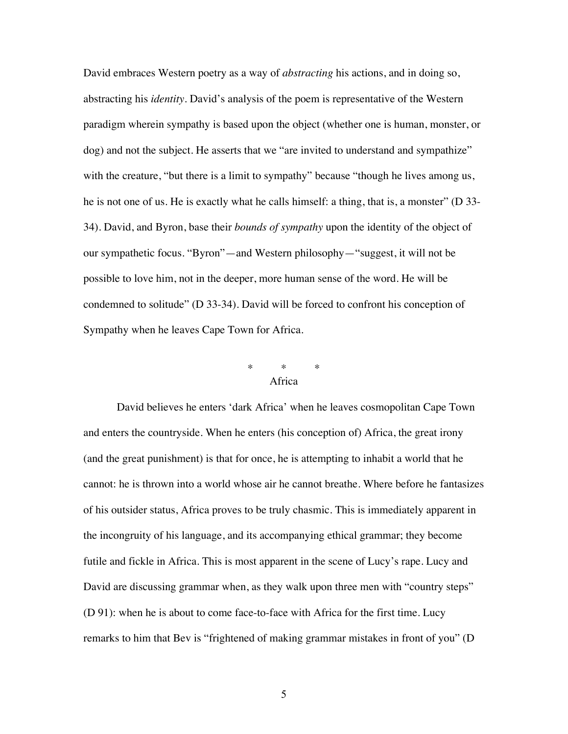David embraces Western poetry as a way of *abstracting* his actions, and in doing so, abstracting his *identity*. David's analysis of the poem is representative of the Western paradigm wherein sympathy is based upon the object (whether one is human, monster, or dog) and not the subject. He asserts that we "are invited to understand and sympathize" with the creature, "but there is a limit to sympathy" because "though he lives among us, he is not one of us. He is exactly what he calls himself: a thing, that is, a monster" (D 33-34). David, and Byron, base their *bounds of sympathy* upon the identity of the object of our sympathetic focus. "Byron"—and Western philosophy—"suggest, it will not be possible to love him, not in the deeper, more human sense of the word. He will be condemned to solitude" (D 33-34). David will be forced to confront his conception of Sympathy when he leaves Cape Town for Africa.

\* \* \*

Africa

David believes he enters 'dark Africa' when he leaves cosmopolitan Cape Town and enters the countryside. When he enters (his conception of) Africa, the great irony (and the great punishment) is that for once, he is attempting to inhabit a world that he cannot: he is thrown into a world whose air he cannot breathe. Where before he fantasizes of his outsider status, Africa proves to be truly chasmic. This is immediately apparent in the incongruity of his language, and its accompanying ethical grammar; they become futile and fickle in Africa. This is most apparent in the scene of Lucy's rape. Lucy and David are discussing grammar when, as they walk upon three men with "country steps" (D 91): when he is about to come face-to-face with Africa for the first time. Lucy remarks to him that Bev is "frightened of making grammar mistakes in front of you" (D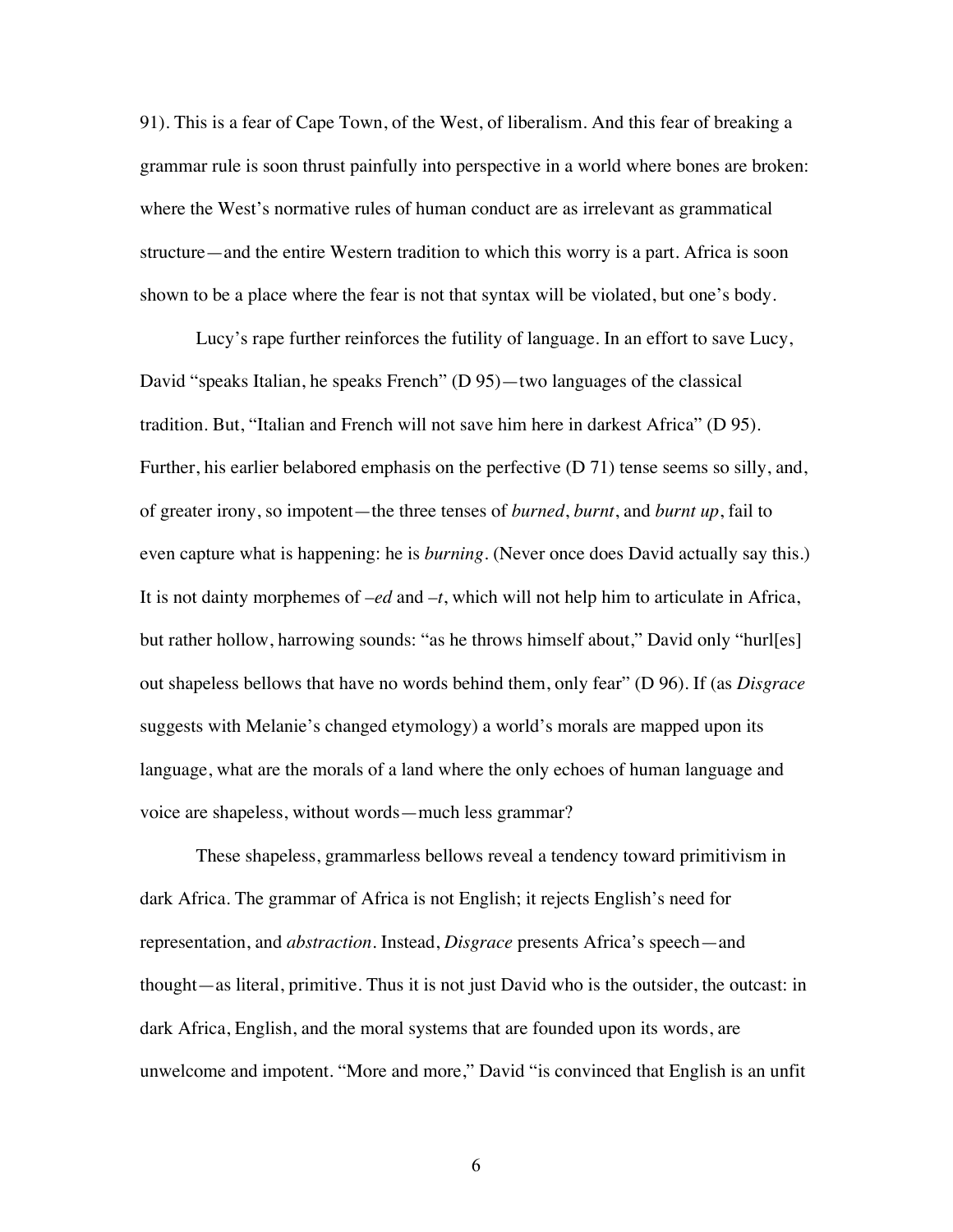91). This is a fear of Cape Town, of the West, of liberalism. And this fear of breaking a grammar rule is soon thrust painfully into perspective in a world where bones are broken: where the West's normative rules of human conduct are as irrelevant as grammatical structure—and the entire Western tradition to which this worry is a part. Africa is soon shown to be a place where the fear is not that syntax will be violated, but one's body.

Lucy's rape further reinforces the futility of language. In an effort to save Lucy, David "speaks Italian, he speaks French" (D 95)—two languages of the classical tradition. But, "Italian and French will not save him here in darkest Africa" (D 95). Further, his earlier belabored emphasis on the perfective (D 71) tense seems so silly, and, of greater irony, so impotent—the three tenses of *burned*, *burnt*, and *burnt up*, fail to even capture what is happening: he is *burning*. (Never once does David actually say this.) It is not dainty morphemes of *–ed* and *–t*, which will not help him to articulate in Africa, but rather hollow, harrowing sounds: "as he throws himself about," David only "hurl[es] out shapeless bellows that have no words behind them, only fear" (D 96). If (as *Disgrace* suggests with Melanie's changed etymology) a world's morals are mapped upon its language, what are the morals of a land where the only echoes of human language and voice are shapeless, without words—much less grammar?

These shapeless, grammarless bellows reveal a tendency toward primitivism in dark Africa. The grammar of Africa is not English; it rejects English's need for representation, and *abstraction*. Instead, *Disgrace* presents Africa's speech—and thought—as literal, primitive. Thus it is not just David who is the outsider, the outcast: in dark Africa, English, and the moral systems that are founded upon its words, are unwelcome and impotent. "More and more," David "is convinced that English is an unfit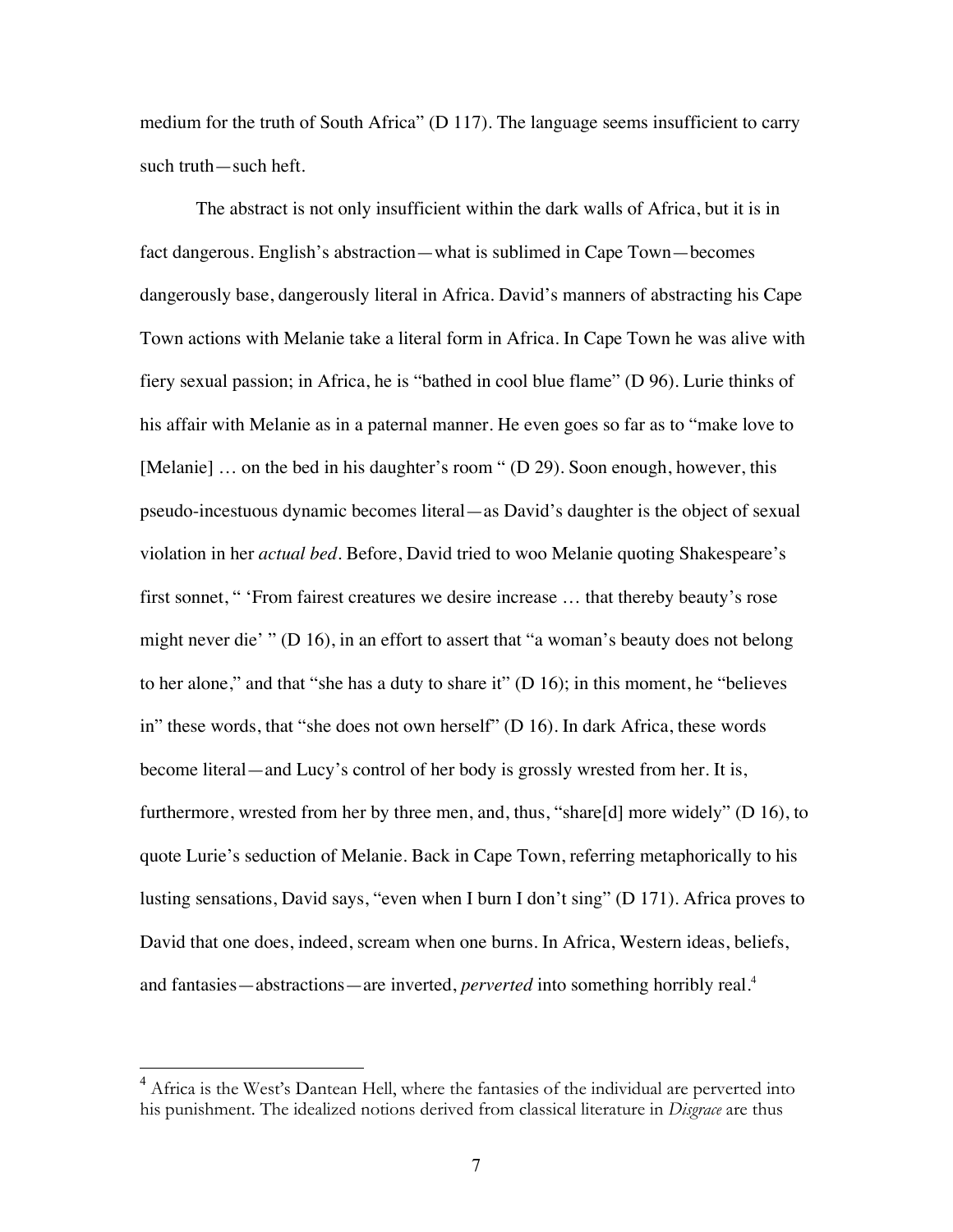medium for the truth of South Africa" (D 117). The language seems insufficient to carry such truth—such heft.

The abstract is not only insufficient within the dark walls of Africa, but it is in fact dangerous. English's abstraction—what is sublimed in Cape Town—becomes dangerously base, dangerously literal in Africa. David's manners of abstracting his Cape Town actions with Melanie take a literal form in Africa. In Cape Town he was alive with fiery sexual passion; in Africa, he is "bathed in cool blue flame" (D 96). Lurie thinks of his affair with Melanie as in a paternal manner. He even goes so far as to "make love to [Melanie] … on the bed in his daughter's room " (D 29). Soon enough, however, this pseudo-incestuous dynamic becomes literal—as David's daughter is the object of sexual violation in her *actual bed*. Before, David tried to woo Melanie quoting Shakespeare's first sonnet, " 'From fairest creatures we desire increase … that thereby beauty's rose might never die' " (D 16), in an effort to assert that "a woman's beauty does not belong to her alone," and that "she has a duty to share it" (D 16); in this moment, he "believes in" these words, that "she does not own herself" (D 16). In dark Africa, these words become literal—and Lucy's control of her body is grossly wrested from her. It is, furthermore, wrested from her by three men, and, thus, "share[d] more widely" (D 16), to quote Lurie's seduction of Melanie. Back in Cape Town, referring metaphorically to his lusting sensations, David says, "even when I burn I don't sing" (D 171). Africa proves to David that one does, indeed, scream when one burns. In Africa, Western ideas, beliefs, and fantasies—abstractions—are inverted, *perverted* into something horribly real.[4]

[4] Africa is the West's Dantean Hell, where the fantasies of the individual are perverted into his punishment. The idealized notions derived from classical literature in *Disgrace* are thus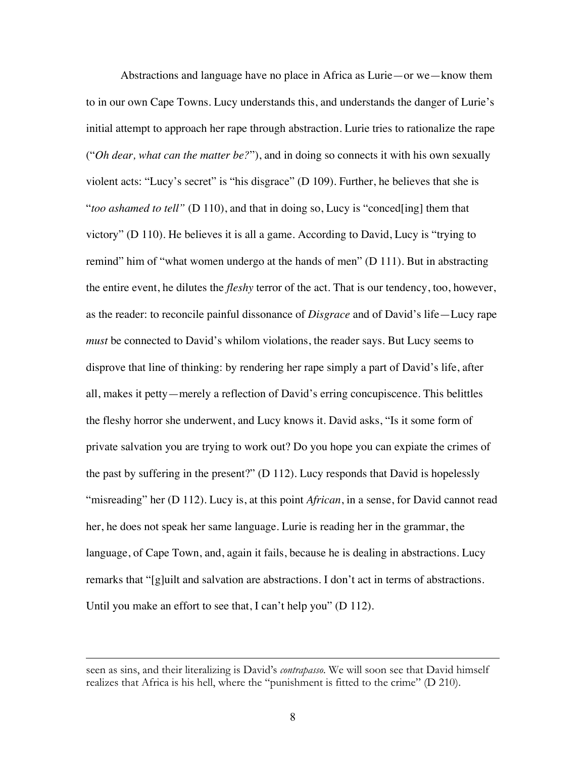Abstractions and language have no place in Africa as Lurie—or we—know them to in our own Cape Towns. Lucy understands this, and understands the danger of Lurie's initial attempt to approach her rape through abstraction. Lurie tries to rationalize the rape ("*Oh dear, what can the matter be?*"), and in doing so connects it with his own sexually violent acts: "Lucy's secret" is "his disgrace" (D 109). Further, he believes that she is "*too ashamed to tell"* (D 110), and that in doing so, Lucy is "conced[ing] them that victory" (D 110). He believes it is all a game. According to David, Lucy is "trying to remind" him of "what women undergo at the hands of men" (D 111). But in abstracting the entire event, he dilutes the *fleshy* terror of the act. That is our tendency, too, however, as the reader: to reconcile painful dissonance of *Disgrace* and of David's life—Lucy rape *must* be connected to David's whilom violations, the reader says. But Lucy seems to disprove that line of thinking: by rendering her rape simply a part of David's life, after all, makes it petty—merely a reflection of David's erring concupiscence. This belittles the fleshy horror she underwent, and Lucy knows it. David asks, "Is it some form of private salvation you are trying to work out? Do you hope you can expiate the crimes of the past by suffering in the present?" (D 112). Lucy responds that David is hopelessly "misreading" her (D 112). Lucy is, at this point *African*, in a sense, for David cannot read her, he does not speak her same language. Lurie is reading her in the grammar, the language, of Cape Town, and, again it fails, because he is dealing in abstractions. Lucy remarks that "[g]uilt and salvation are abstractions. I don't act in terms of abstractions. Until you make an effort to see that, I can't help you" (D 112).

---

seen as sins, and their literalizing is David's *contrapasso.* We will soon see that David himself realizes that Africa is his hell, where the "punishment is fitted to the crime" (D 210).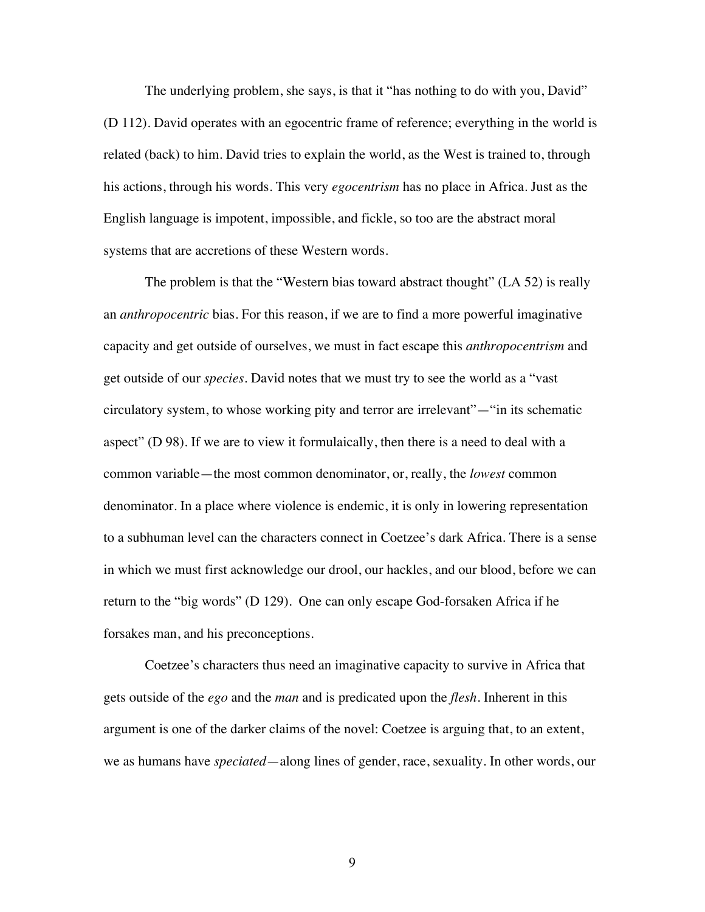The underlying problem, she says, is that it "has nothing to do with you, David" (D 112). David operates with an egocentric frame of reference; everything in the world is related (back) to him. David tries to explain the world, as the West is trained to, through his actions, through his words. This very *egocentrism* has no place in Africa. Just as the English language is impotent, impossible, and fickle, so too are the abstract moral systems that are accretions of these Western words.

The problem is that the "Western bias toward abstract thought" (LA 52) is really an *anthropocentric* bias. For this reason, if we are to find a more powerful imaginative capacity and get outside of ourselves, we must in fact escape this *anthropocentrism* and get outside of our *species*. David notes that we must try to see the world as a "vast circulatory system, to whose working pity and terror are irrelevant"—"in its schematic aspect" (D 98). If we are to view it formulaically, then there is a need to deal with a common variable—the most common denominator, or, really, the *lowest* common denominator. In a place where violence is endemic, it is only in lowering representation to a subhuman level can the characters connect in Coetzee's dark Africa. There is a sense in which we must first acknowledge our drool, our hackles, and our blood, before we can return to the "big words" (D 129). One can only escape God-forsaken Africa if he forsakes man, and his preconceptions.

Coetzee's characters thus need an imaginative capacity to survive in Africa that gets outside of the *ego* and the *man* and is predicated upon the *flesh*. Inherent in this argument is one of the darker claims of the novel: Coetzee is arguing that, to an extent, we as humans have *speciated*—along lines of gender, race, sexuality. In other words, our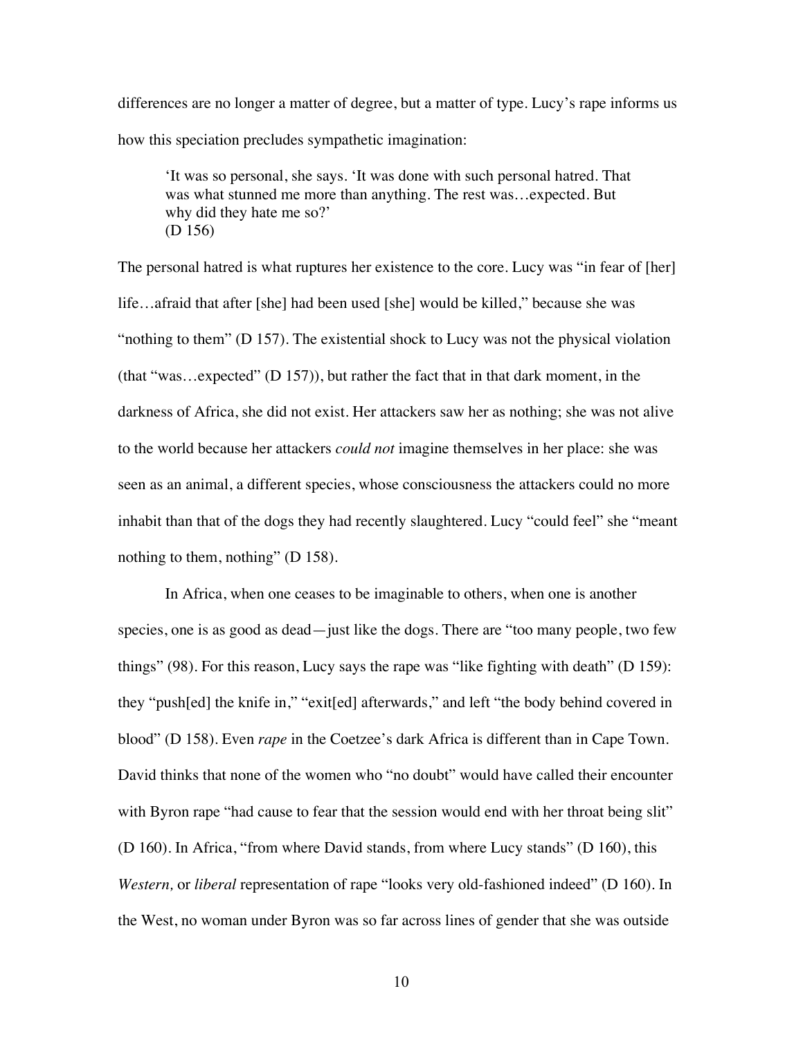differences are no longer a matter of degree, but a matter of type. Lucy's rape informs us how this speciation precludes sympathetic imagination:

> 'It was so personal, she says. 'It was done with such personal hatred. That was what stunned me more than anything. The rest was…expected. But why did they hate me so?'
> (D 156)

The personal hatred is what ruptures her existence to the core. Lucy was "in fear of [her] life…afraid that after [she] had been used [she] would be killed," because she was "nothing to them" (D 157). The existential shock to Lucy was not the physical violation (that "was…expected" (D 157)), but rather the fact that in that dark moment, in the darkness of Africa, she did not exist. Her attackers saw her as nothing; she was not alive to the world because her attackers *could not* imagine themselves in her place: she was seen as an animal, a different species, whose consciousness the attackers could no more inhabit than that of the dogs they had recently slaughtered. Lucy "could feel" she "meant nothing to them, nothing" (D 158).

In Africa, when one ceases to be imaginable to others, when one is another species, one is as good as dead—just like the dogs. There are "too many people, two few things" (98). For this reason, Lucy says the rape was "like fighting with death" (D 159): they "push[ed] the knife in," "exit[ed] afterwards," and left "the body behind covered in blood" (D 158). Even *rape* in the Coetzee's dark Africa is different than in Cape Town. David thinks that none of the women who "no doubt" would have called their encounter with Byron rape "had cause to fear that the session would end with her throat being slit" (D 160). In Africa, "from where David stands, from where Lucy stands" (D 160), this *Western,* or *liberal* representation of rape "looks very old-fashioned indeed" (D 160). In the West, no woman under Byron was so far across lines of gender that she was outside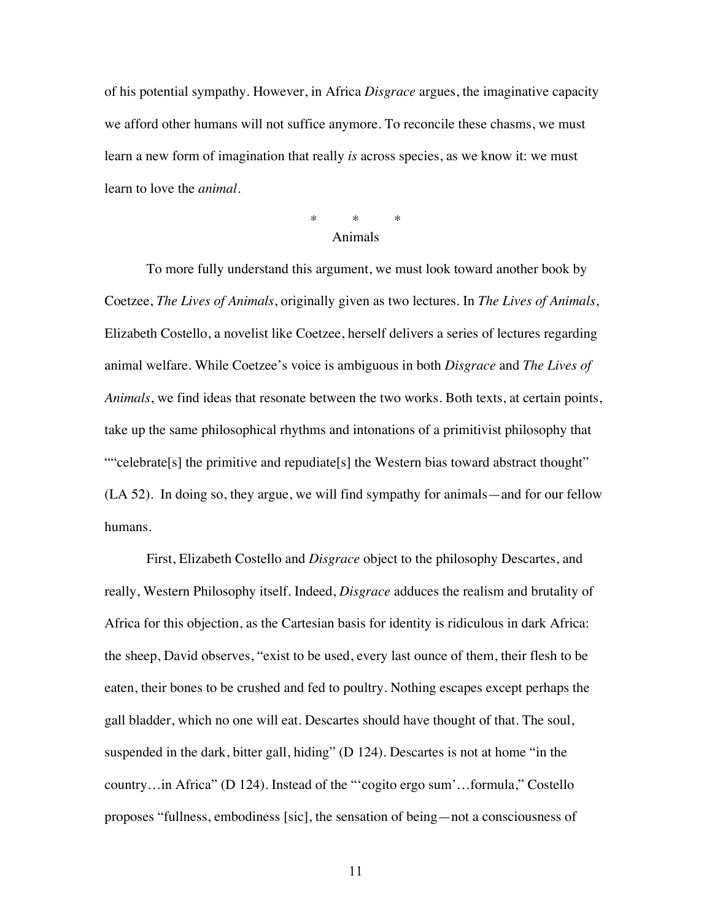of his potential sympathy. However, in Africa *Disgrace* argues, the imaginative capacity we afford other humans will not suffice anymore. To reconcile these chasms, we must learn a new form of imagination that really *is* across species, as we know it: we must learn to love the *animal*.

\*　　\*　　\*

## Animals

To more fully understand this argument, we must look toward another book by Coetzee, *The Lives of Animals*, originally given as two lectures. In *The Lives of Animals*, Elizabeth Costello, a novelist like Coetzee, herself delivers a series of lectures regarding animal welfare. While Coetzee's voice is ambiguous in both *Disgrace* and *The Lives of Animals*, we find ideas that resonate between the two works. Both texts, at certain points, take up the same philosophical rhythms and intonations of a primitivist philosophy that ""celebrate[s] the primitive and repudiate[s] the Western bias toward abstract thought" (LA 52). In doing so, they argue, we will find sympathy for animals—and for our fellow humans.

First, Elizabeth Costello and *Disgrace* object to the philosophy Descartes, and really, Western Philosophy itself. Indeed, *Disgrace* adduces the realism and brutality of Africa for this objection, as the Cartesian basis for identity is ridiculous in dark Africa: the sheep, David observes, "exist to be used, every last ounce of them, their flesh to be eaten, their bones to be crushed and fed to poultry. Nothing escapes except perhaps the gall bladder, which no one will eat. Descartes should have thought of that. The soul, suspended in the dark, bitter gall, hiding" (D 124). Descartes is not at home "in the country…in Africa" (D 124). Instead of the "'cogito ergo sum'…formula," Costello proposes "fullness, embodiness [sic], the sensation of being—not a consciousness of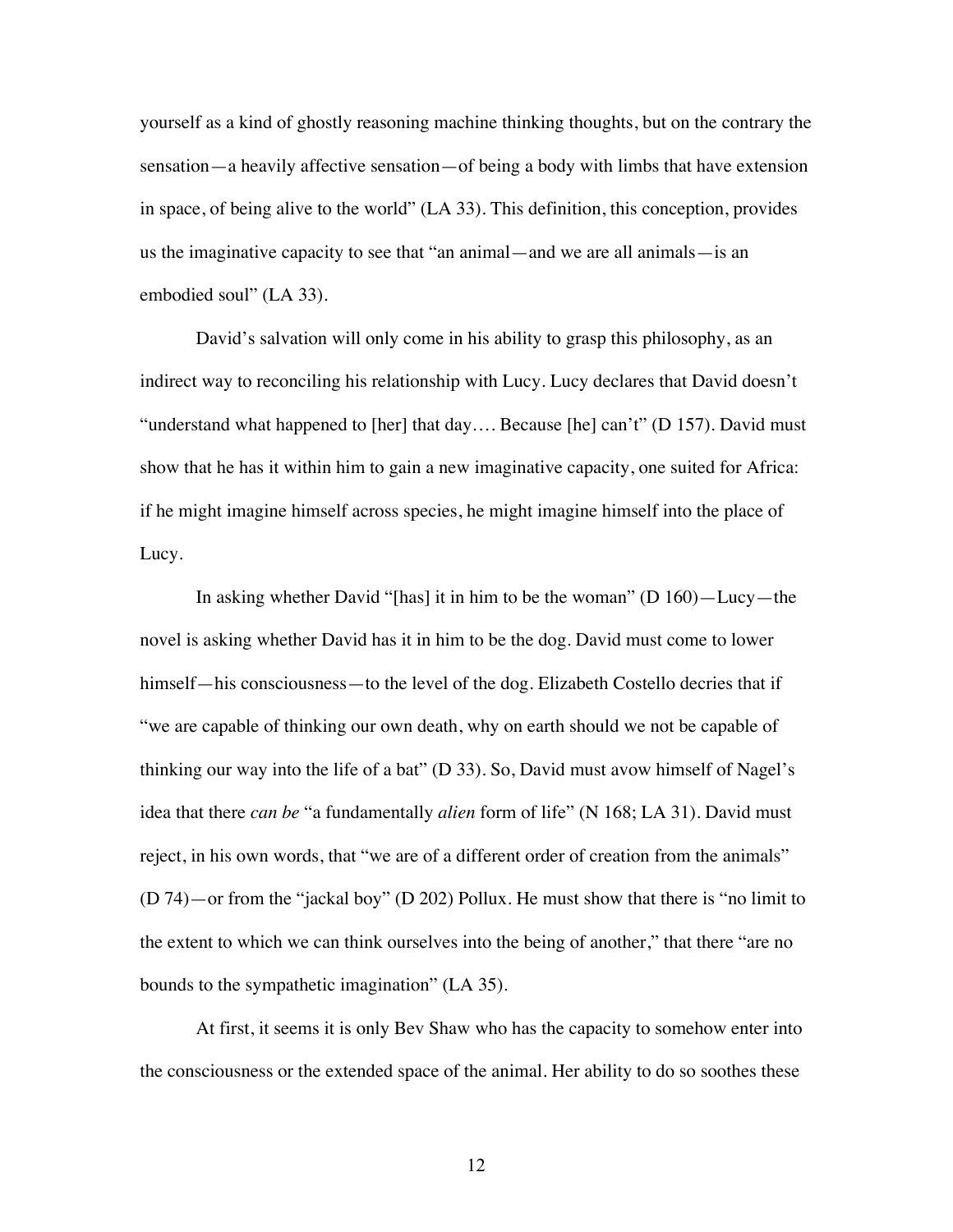yourself as a kind of ghostly reasoning machine thinking thoughts, but on the contrary the sensation—a heavily affective sensation—of being a body with limbs that have extension in space, of being alive to the world" (LA 33). This definition, this conception, provides us the imaginative capacity to see that "an animal—and we are all animals—is an embodied soul" (LA 33).

David's salvation will only come in his ability to grasp this philosophy, as an indirect way to reconciling his relationship with Lucy. Lucy declares that David doesn't "understand what happened to [her] that day…. Because [he] can't" (D 157). David must show that he has it within him to gain a new imaginative capacity, one suited for Africa: if he might imagine himself across species, he might imagine himself into the place of Lucy.

In asking whether David "[has] it in him to be the woman" (D 160)—Lucy—the novel is asking whether David has it in him to be the dog. David must come to lower himself—his consciousness—to the level of the dog. Elizabeth Costello decries that if "we are capable of thinking our own death, why on earth should we not be capable of thinking our way into the life of a bat" (D 33). So, David must avow himself of Nagel's idea that there *can be* "a fundamentally *alien* form of life" (N 168; LA 31). David must reject, in his own words, that "we are of a different order of creation from the animals" (D 74)—or from the "jackal boy" (D 202) Pollux. He must show that there is "no limit to the extent to which we can think ourselves into the being of another," that there "are no bounds to the sympathetic imagination" (LA 35).

At first, it seems it is only Bev Shaw who has the capacity to somehow enter into the consciousness or the extended space of the animal. Her ability to do so soothes these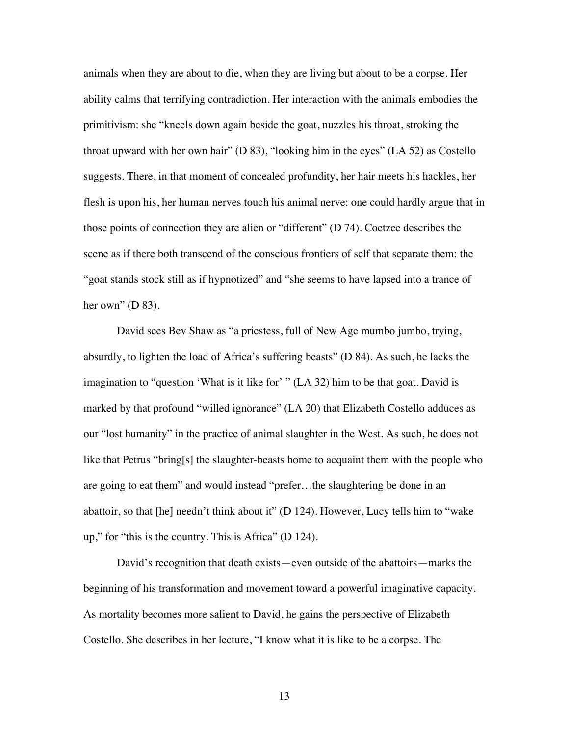animals when they are about to die, when they are living but about to be a corpse. Her ability calms that terrifying contradiction. Her interaction with the animals embodies the primitivism: she "kneels down again beside the goat, nuzzles his throat, stroking the throat upward with her own hair" (D 83), "looking him in the eyes" (LA 52) as Costello suggests. There, in that moment of concealed profundity, her hair meets his hackles, her flesh is upon his, her human nerves touch his animal nerve: one could hardly argue that in those points of connection they are alien or "different" (D 74). Coetzee describes the scene as if there both transcend of the conscious frontiers of self that separate them: the "goat stands stock still as if hypnotized" and "she seems to have lapsed into a trance of her own" (D 83).

David sees Bev Shaw as "a priestess, full of New Age mumbo jumbo, trying, absurdly, to lighten the load of Africa's suffering beasts" (D 84). As such, he lacks the imagination to "question 'What is it like for' " (LA 32) him to be that goat. David is marked by that profound "willed ignorance" (LA 20) that Elizabeth Costello adduces as our "lost humanity" in the practice of animal slaughter in the West. As such, he does not like that Petrus "bring[s] the slaughter-beasts home to acquaint them with the people who are going to eat them" and would instead "prefer…the slaughtering be done in an abattoir, so that [he] needn't think about it" (D 124). However, Lucy tells him to "wake up," for "this is the country. This is Africa" (D 124).

David's recognition that death exists—even outside of the abattoirs—marks the beginning of his transformation and movement toward a powerful imaginative capacity. As mortality becomes more salient to David, he gains the perspective of Elizabeth Costello. She describes in her lecture, "I know what it is like to be a corpse. The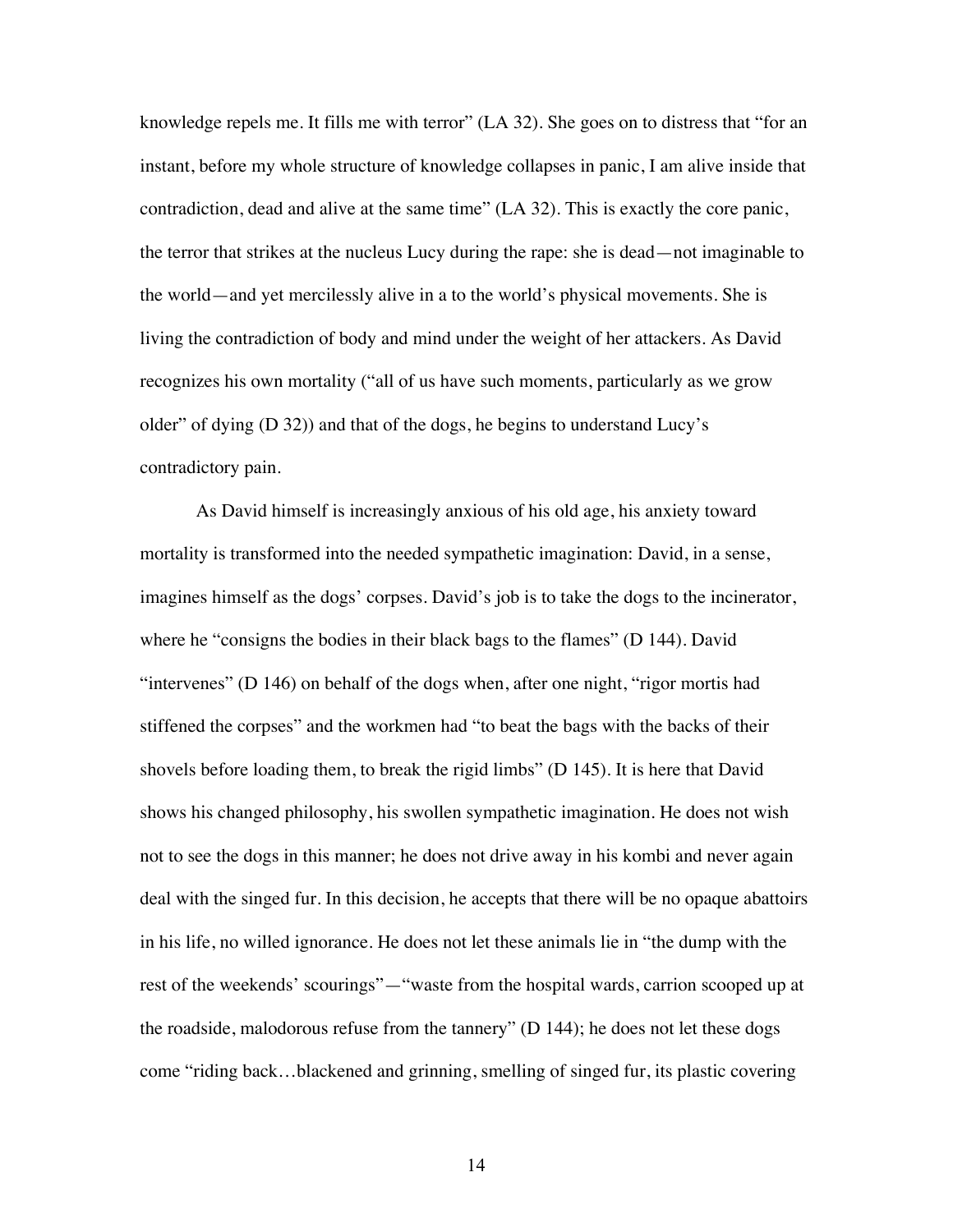knowledge repels me. It fills me with terror" (LA 32). She goes on to distress that "for an instant, before my whole structure of knowledge collapses in panic, I am alive inside that contradiction, dead and alive at the same time" (LA 32). This is exactly the core panic, the terror that strikes at the nucleus Lucy during the rape: she is dead—not imaginable to the world—and yet mercilessly alive in a to the world's physical movements. She is living the contradiction of body and mind under the weight of her attackers. As David recognizes his own mortality ("all of us have such moments, particularly as we grow older" of dying (D 32)) and that of the dogs, he begins to understand Lucy's contradictory pain.

As David himself is increasingly anxious of his old age, his anxiety toward mortality is transformed into the needed sympathetic imagination: David, in a sense, imagines himself as the dogs' corpses. David's job is to take the dogs to the incinerator, where he "consigns the bodies in their black bags to the flames" (D 144). David "intervenes" (D 146) on behalf of the dogs when, after one night, "rigor mortis had stiffened the corpses" and the workmen had "to beat the bags with the backs of their shovels before loading them, to break the rigid limbs" (D 145). It is here that David shows his changed philosophy, his swollen sympathetic imagination. He does not wish not to see the dogs in this manner; he does not drive away in his kombi and never again deal with the singed fur. In this decision, he accepts that there will be no opaque abattoirs in his life, no willed ignorance. He does not let these animals lie in "the dump with the rest of the weekends' scourings"—"waste from the hospital wards, carrion scooped up at the roadside, malodorous refuse from the tannery" (D 144); he does not let these dogs come "riding back…blackened and grinning, smelling of singed fur, its plastic covering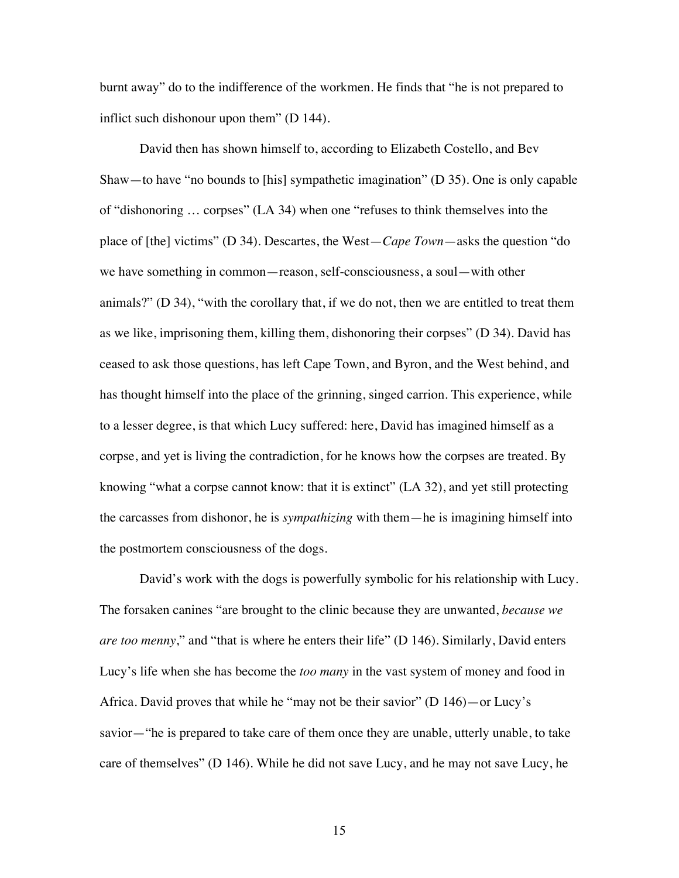burnt away" do to the indifference of the workmen. He finds that "he is not prepared to inflict such dishonour upon them" (D 144).

David then has shown himself to, according to Elizabeth Costello, and Bev Shaw—to have "no bounds to [his] sympathetic imagination" (D 35). One is only capable of "dishonoring … corpses" (LA 34) when one "refuses to think themselves into the place of [the] victims" (D 34). Descartes, the West—*Cape Town*—asks the question "do we have something in common—reason, self-consciousness, a soul—with other animals?" (D 34), "with the corollary that, if we do not, then we are entitled to treat them as we like, imprisoning them, killing them, dishonoring their corpses" (D 34). David has ceased to ask those questions, has left Cape Town, and Byron, and the West behind, and has thought himself into the place of the grinning, singed carrion. This experience, while to a lesser degree, is that which Lucy suffered: here, David has imagined himself as a corpse, and yet is living the contradiction, for he knows how the corpses are treated. By knowing "what a corpse cannot know: that it is extinct" (LA 32), and yet still protecting the carcasses from dishonor, he is *sympathizing* with them—he is imagining himself into the postmortem consciousness of the dogs.

David's work with the dogs is powerfully symbolic for his relationship with Lucy. The forsaken canines "are brought to the clinic because they are unwanted, *because we are too menny*," and "that is where he enters their life" (D 146). Similarly, David enters Lucy's life when she has become the *too many* in the vast system of money and food in Africa. David proves that while he "may not be their savior" (D 146)—or Lucy's savior—"he is prepared to take care of them once they are unable, utterly unable, to take care of themselves" (D 146). While he did not save Lucy, and he may not save Lucy, he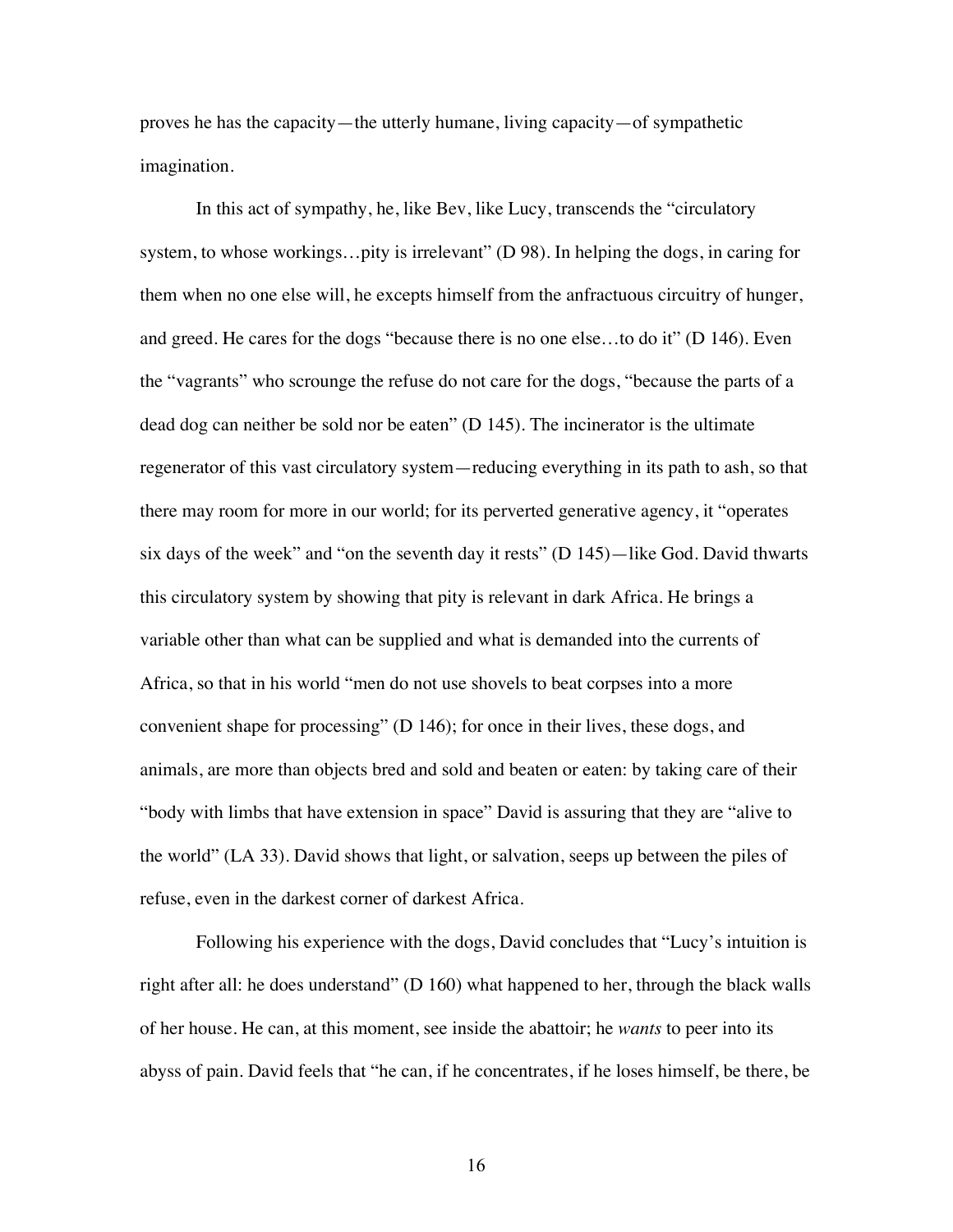proves he has the capacity—the utterly humane, living capacity—of sympathetic imagination.

In this act of sympathy, he, like Bev, like Lucy, transcends the "circulatory system, to whose workings…pity is irrelevant" (D 98). In helping the dogs, in caring for them when no one else will, he excepts himself from the anfractuous circuitry of hunger, and greed. He cares for the dogs "because there is no one else…to do it" (D 146). Even the "vagrants" who scrounge the refuse do not care for the dogs, "because the parts of a dead dog can neither be sold nor be eaten" (D 145). The incinerator is the ultimate regenerator of this vast circulatory system—reducing everything in its path to ash, so that there may room for more in our world; for its perverted generative agency, it "operates six days of the week" and "on the seventh day it rests" (D 145)—like God. David thwarts this circulatory system by showing that pity is relevant in dark Africa. He brings a variable other than what can be supplied and what is demanded into the currents of Africa, so that in his world "men do not use shovels to beat corpses into a more convenient shape for processing" (D 146); for once in their lives, these dogs, and animals, are more than objects bred and sold and beaten or eaten: by taking care of their "body with limbs that have extension in space" David is assuring that they are "alive to the world" (LA 33). David shows that light, or salvation, seeps up between the piles of refuse, even in the darkest corner of darkest Africa.

Following his experience with the dogs, David concludes that "Lucy's intuition is right after all: he does understand" (D 160) what happened to her, through the black walls of her house. He can, at this moment, see inside the abattoir; he *wants* to peer into its abyss of pain. David feels that "he can, if he concentrates, if he loses himself, be there, be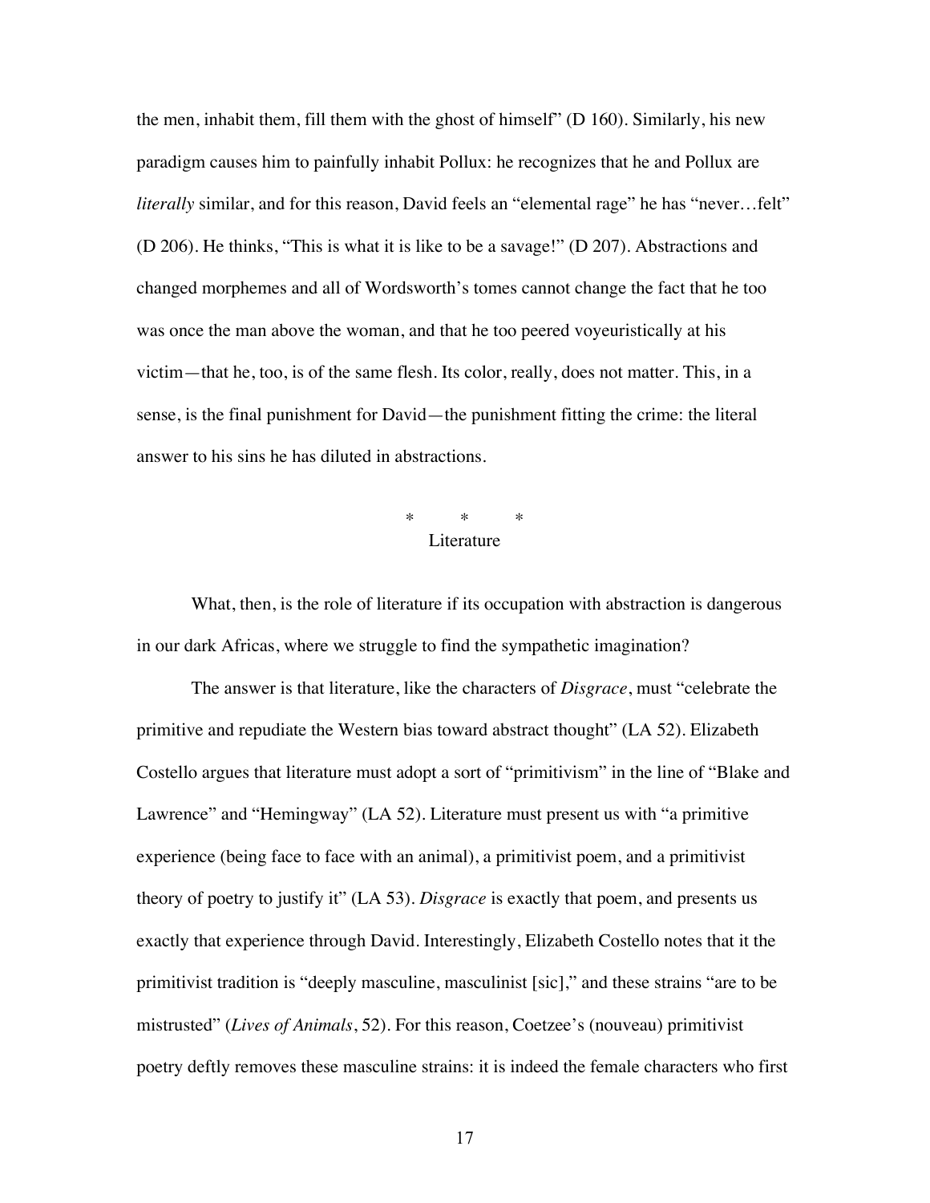the men, inhabit them, fill them with the ghost of himself" (D 160). Similarly, his new paradigm causes him to painfully inhabit Pollux: he recognizes that he and Pollux are *literally* similar, and for this reason, David feels an "elemental rage" he has "never…felt" (D 206). He thinks, "This is what it is like to be a savage!" (D 207). Abstractions and changed morphemes and all of Wordsworth's tomes cannot change the fact that he too was once the man above the woman, and that he too peered voyeuristically at his victim—that he, too, is of the same flesh. Its color, really, does not matter. This, in a sense, is the final punishment for David—the punishment fitting the crime: the literal answer to his sins he has diluted in abstractions.

\* \* \*

Literature

What, then, is the role of literature if its occupation with abstraction is dangerous in our dark Africas, where we struggle to find the sympathetic imagination?

The answer is that literature, like the characters of *Disgrace*, must "celebrate the primitive and repudiate the Western bias toward abstract thought" (LA 52). Elizabeth Costello argues that literature must adopt a sort of "primitivism" in the line of "Blake and Lawrence" and "Hemingway" (LA 52). Literature must present us with "a primitive experience (being face to face with an animal), a primitivist poem, and a primitivist theory of poetry to justify it" (LA 53). *Disgrace* is exactly that poem, and presents us exactly that experience through David. Interestingly, Elizabeth Costello notes that it the primitivist tradition is "deeply masculine, masculinist [sic]," and these strains "are to be mistrusted" (*Lives of Animals*, 52). For this reason, Coetzee's (nouveau) primitivist poetry deftly removes these masculine strains: it is indeed the female characters who first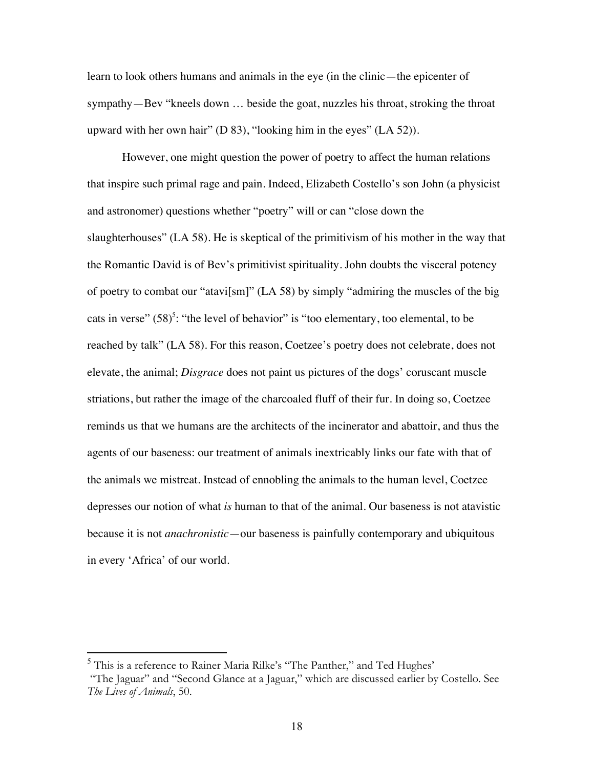learn to look others humans and animals in the eye (in the clinic—the epicenter of sympathy—Bev "kneels down … beside the goat, nuzzles his throat, stroking the throat upward with her own hair" (D 83), "looking him in the eyes" (LA 52)).

However, one might question the power of poetry to affect the human relations that inspire such primal rage and pain. Indeed, Elizabeth Costello's son John (a physicist and astronomer) questions whether "poetry" will or can "close down the slaughterhouses" (LA 58). He is skeptical of the primitivism of his mother in the way that the Romantic David is of Bev's primitivist spirituality. John doubts the visceral potency of poetry to combat our "atavi[sm]" (LA 58) by simply "admiring the muscles of the big cats in verse" (58)[5]: "the level of behavior" is "too elementary, too elemental, to be reached by talk" (LA 58). For this reason, Coetzee's poetry does not celebrate, does not elevate, the animal; *Disgrace* does not paint us pictures of the dogs' coruscant muscle striations, but rather the image of the charcoaled fluff of their fur. In doing so, Coetzee reminds us that we humans are the architects of the incinerator and abattoir, and thus the agents of our baseness: our treatment of animals inextricably links our fate with that of the animals we mistreat. Instead of ennobling the animals to the human level, Coetzee depresses our notion of what *is* human to that of the animal. Our baseness is not atavistic because it is not *anachronistic*—our baseness is painfully contemporary and ubiquitous in every 'Africa' of our world.

---

[5] This is a reference to Rainer Maria Rilke's "The Panther," and Ted Hughes' "The Jaguar" and "Second Glance at a Jaguar," which are discussed earlier by Costello. See *The Lives of Animals*, 50.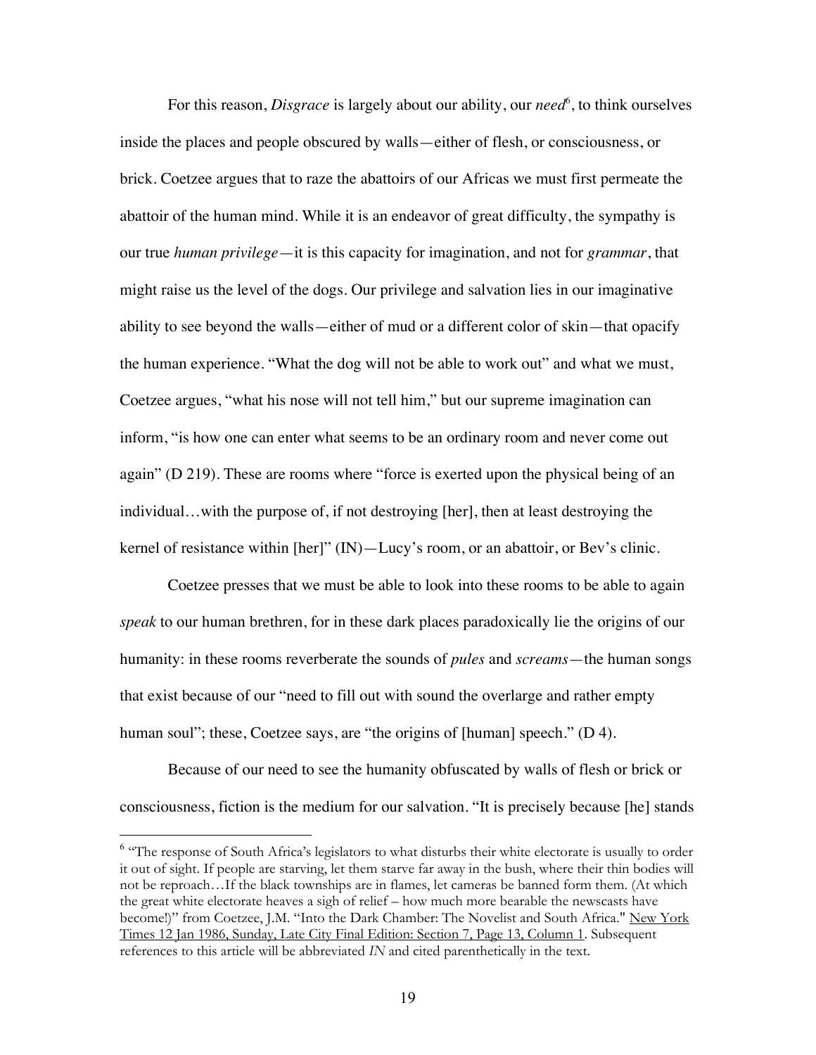For this reason, *Disgrace* is largely about our ability, our *need*[6], to think ourselves inside the places and people obscured by walls—either of flesh, or consciousness, or brick. Coetzee argues that to raze the abattoirs of our Africas we must first permeate the abattoir of the human mind. While it is an endeavor of great difficulty, the sympathy is our true *human privilege*—it is this capacity for imagination, and not for *grammar*, that might raise us the level of the dogs. Our privilege and salvation lies in our imaginative ability to see beyond the walls—either of mud or a different color of skin—that opacify the human experience. "What the dog will not be able to work out" and what we must, Coetzee argues, "what his nose will not tell him," but our supreme imagination can inform, "is how one can enter what seems to be an ordinary room and never come out again" (D 219). These are rooms where "force is exerted upon the physical being of an individual…with the purpose of, if not destroying [her], then at least destroying the kernel of resistance within [her]" (IN)—Lucy's room, or an abattoir, or Bev's clinic.

Coetzee presses that we must be able to look into these rooms to be able to again *speak* to our human brethren, for in these dark places paradoxically lie the origins of our humanity: in these rooms reverberate the sounds of *pules* and *screams*—the human songs that exist because of our "need to fill out with sound the overlarge and rather empty human soul"; these, Coetzee says, are "the origins of [human] speech." (D 4).

Because of our need to see the humanity obfuscated by walls of flesh or brick or consciousness, fiction is the medium for our salvation. "It is precisely because [he] stands

---

[6] "The response of South Africa's legislators to what disturbs their white electorate is usually to order it out of sight. If people are starving, let them starve far away in the bush, where their thin bodies will not be reproach…If the black townships are in flames, let cameras be banned form them. (At which the great white electorate heaves a sigh of relief – how much more bearable the newscasts have become!)" from Coetzee, J.M. "Into the Dark Chamber: The Novelist and South Africa." New York Times 12 Jan 1986, Sunday, Late City Final Edition: Section 7, Page 13, Column 1. Subsequent references to this article will be abbreviated *IN* and cited parenthetically in the text.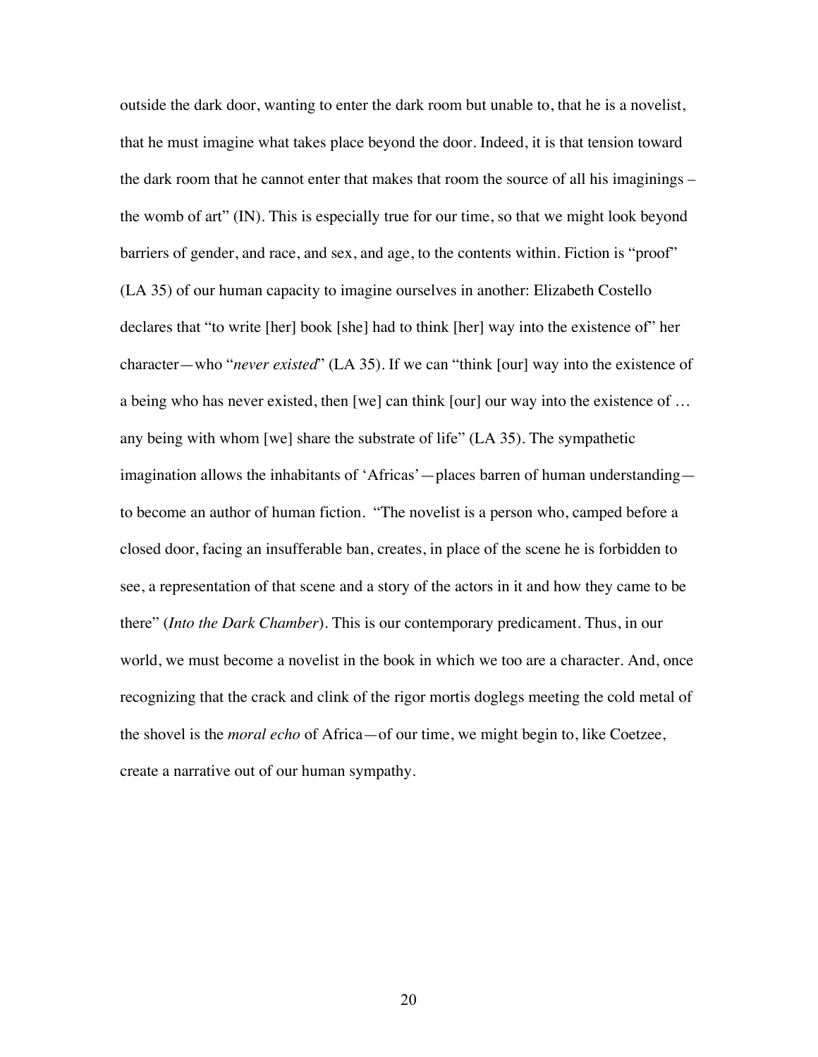outside the dark door, wanting to enter the dark room but unable to, that he is a novelist, that he must imagine what takes place beyond the door. Indeed, it is that tension toward the dark room that he cannot enter that makes that room the source of all his imaginings – the womb of art" (IN). This is especially true for our time, so that we might look beyond barriers of gender, and race, and sex, and age, to the contents within. Fiction is "proof" (LA 35) of our human capacity to imagine ourselves in another: Elizabeth Costello declares that "to write [her] book [she] had to think [her] way into the existence of" her character—who "*never existed*" (LA 35). If we can "think [our] way into the existence of a being who has never existed, then [we] can think [our] our way into the existence of … any being with whom [we] share the substrate of life" (LA 35). The sympathetic imagination allows the inhabitants of 'Africas'—places barren of human understanding—to become an author of human fiction. "The novelist is a person who, camped before a closed door, facing an insufferable ban, creates, in place of the scene he is forbidden to see, a representation of that scene and a story of the actors in it and how they came to be there" (*Into the Dark Chamber*). This is our contemporary predicament. Thus, in our world, we must become a novelist in the book in which we too are a character. And, once recognizing that the crack and clink of the rigor mortis doglegs meeting the cold metal of the shovel is the *moral echo* of Africa—of our time, we might begin to, like Coetzee, create a narrative out of our human sympathy.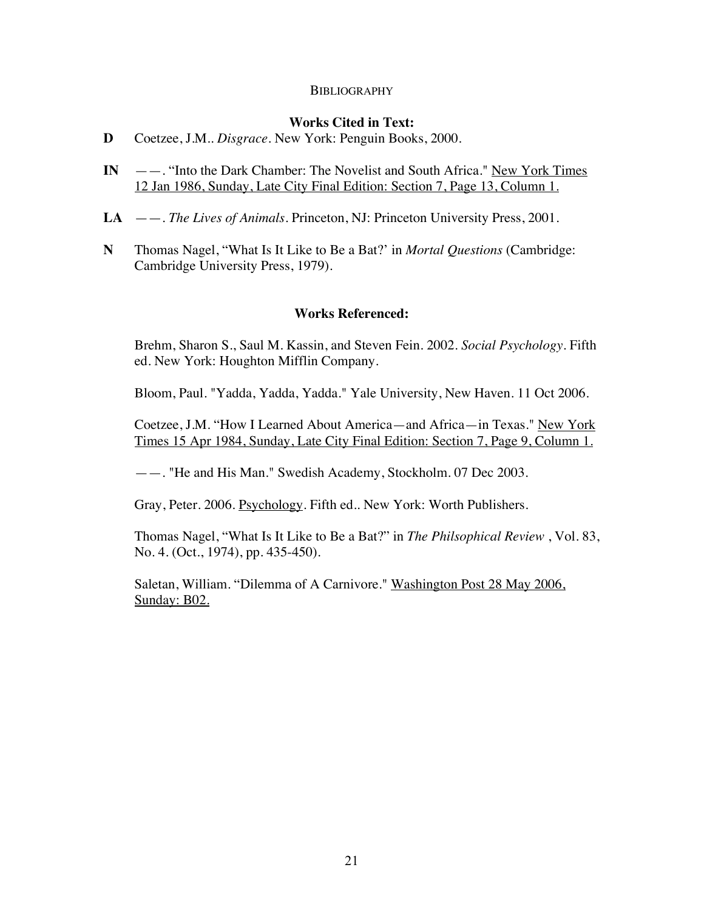# Bibliography

## Works Cited in Text:

**D** Coetzee, J.M.. *Disgrace*. New York: Penguin Books, 2000.

**IN** ——. "Into the Dark Chamber: The Novelist and South Africa." New York Times 12 Jan 1986, Sunday, Late City Final Edition: Section 7, Page 13, Column 1.

**LA** ——. *The Lives of Animals*. Princeton, NJ: Princeton University Press, 2001.

**N** Thomas Nagel, "What Is It Like to Be a Bat?' in *Mortal Questions* (Cambridge: Cambridge University Press, 1979).

## Works Referenced:

Brehm, Sharon S., Saul M. Kassin, and Steven Fein. 2002. *Social Psychology*. Fifth ed. New York: Houghton Mifflin Company.

Bloom, Paul. "Yadda, Yadda, Yadda." Yale University, New Haven. 11 Oct 2006.

Coetzee, J.M. "How I Learned About America—and Africa—in Texas." New York Times 15 Apr 1984, Sunday, Late City Final Edition: Section 7, Page 9, Column 1.

——. "He and His Man." Swedish Academy, Stockholm. 07 Dec 2003.

Gray, Peter. 2006. Psychology. Fifth ed.. New York: Worth Publishers.

Thomas Nagel, "What Is It Like to Be a Bat?" in *The Philsophical Review* , Vol. 83, No. 4. (Oct., 1974), pp. 435-450).

Saletan, William. "Dilemma of A Carnivore." Washington Post 28 May 2006, Sunday: B02.